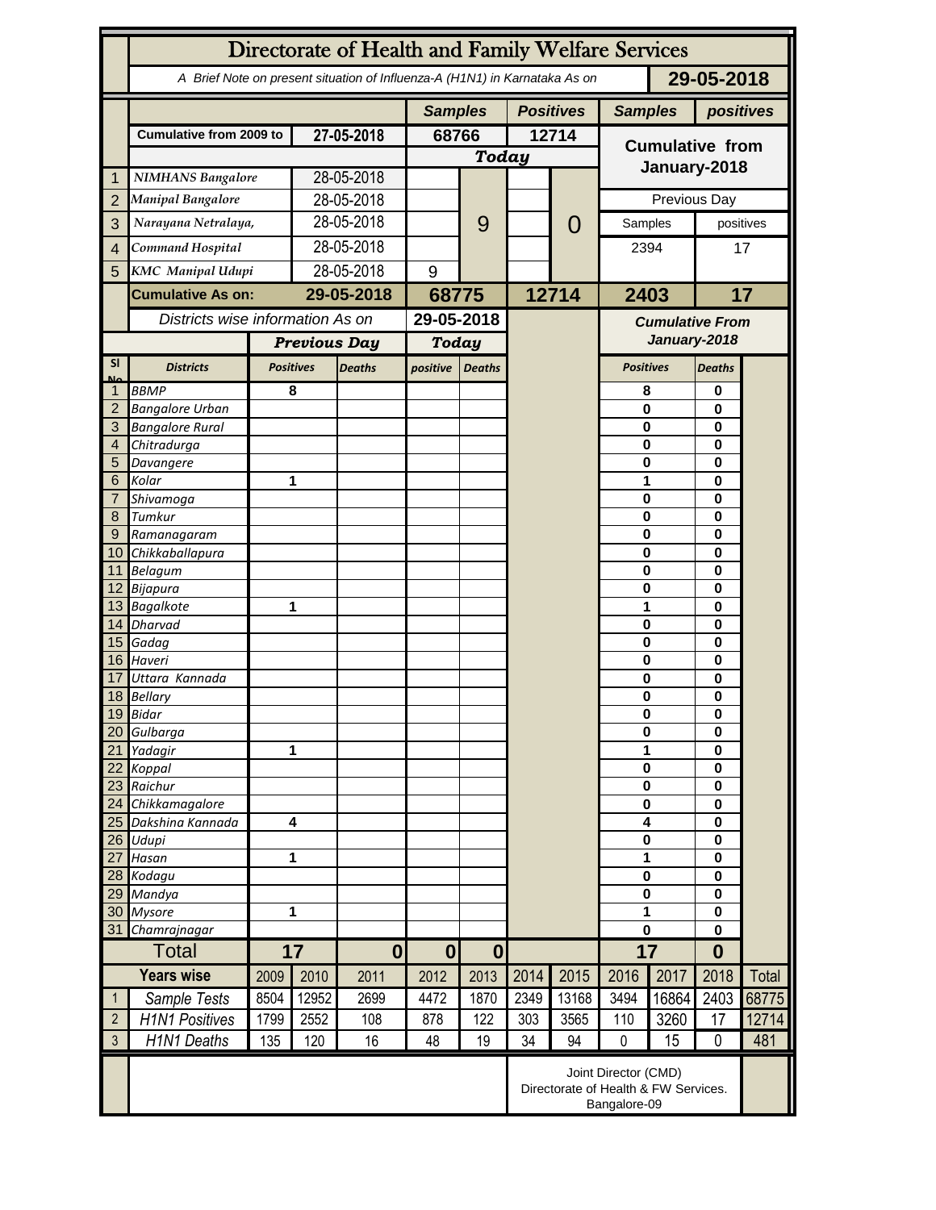# Directorate of Health and Family Welfare Services

A Brief Note on present situation of Influenza-A (H1N1) in Karnataka As on **29-05-2018**

| | | | Samples | | Positives | | Samples | positives |
|---|---|---|---|---|---|---|---|---|
| | Cumulative from 2009 to | 27-05-2018 | 68766 | | 12714 | | Cumulative from January-2018 | |
| | | | Today | | | | | |
| 1 | NIMHANS Bangalore | 28-05-2018 | | 9 | | 0 | | |
| 2 | Manipal Bangalore | 28-05-2018 | | | | | Previous Day | |
| 3 | Narayana Netralaya, | 28-05-2018 | | | | | Samples | positives |
| 4 | Command Hospital | 28-05-2018 | | | | | 2394 | 17 |
| 5 | KMC Manipal Udupi | 28-05-2018 | 9 | | | | | |
| | **Cumulative As on:** | **29-05-2018** | **68775** | | **12714** | | **2403** | **17** |

Districts wise information As on **29-05-2018**

| Sl No | Districts | Previous Day Positives | Previous Day Deaths | Today positive | Today Deaths | Cumulative From January-2018 Positives | Cumulative From January-2018 Deaths |
|---|---|---|---|---|---|---|---|
| 1 | BBMP | 8 | | | | 8 | 0 |
| 2 | Bangalore Urban | | | | | 0 | 0 |
| 3 | Bangalore Rural | | | | | 0 | 0 |
| 4 | Chitradurga | | | | | 0 | 0 |
| 5 | Davangere | | | | | 0 | 0 |
| 6 | Kolar | 1 | | | | 1 | 0 |
| 7 | Shivamoga | | | | | 0 | 0 |
| 8 | Tumkur | | | | | 0 | 0 |
| 9 | Ramanagaram | | | | | 0 | 0 |
| 10 | Chikkaballapura | | | | | 0 | 0 |
| 11 | Belagum | | | | | 0 | 0 |
| 12 | Bijapura | | | | | 0 | 0 |
| 13 | Bagalkote | 1 | | | | 1 | 0 |
| 14 | Dharvad | | | | | 0 | 0 |
| 15 | Gadag | | | | | 0 | 0 |
| 16 | Haveri | | | | | 0 | 0 |
| 17 | Uttara Kannada | | | | | 0 | 0 |
| 18 | Bellary | | | | | 0 | 0 |
| 19 | Bidar | | | | | 0 | 0 |
| 20 | Gulbarga | | | | | 0 | 0 |
| 21 | Yadagir | 1 | | | | 1 | 0 |
| 22 | Koppal | | | | | 0 | 0 |
| 23 | Raichur | | | | | 0 | 0 |
| 24 | Chikkamagalore | | | | | 0 | 0 |
| 25 | Dakshina Kannada | 4 | | | | 4 | 0 |
| 26 | Udupi | | | | | 0 | 0 |
| 27 | Hasan | 1 | | | | 1 | 0 |
| 28 | Kodagu | | | | | 0 | 0 |
| 29 | Mandya | | | | | 0 | 0 |
| 30 | Mysore | 1 | | | | 1 | 0 |
| 31 | Chamrajnagar | | | | | 0 | 0 |
| | **Total** | **17** | **0** | **0** | **0** | **17** | **0** |

| | Years wise | 2009 | 2010 | 2011 | 2012 | 2013 | 2014 | 2015 | 2016 | 2017 | 2018 | Total |
|---|---|---|---|---|---|---|---|---|---|---|---|---|
| 1 | Sample Tests | 8504 | 12952 | 2699 | 4472 | 1870 | 2349 | 13168 | 3494 | 16864 | 2403 | 68775 |
| 2 | H1N1 Positives | 1799 | 2552 | 108 | 878 | 122 | 303 | 3565 | 110 | 3260 | 17 | 12714 |
| 3 | H1N1 Deaths | 135 | 120 | 16 | 48 | 19 | 34 | 94 | 0 | 15 | 0 | 481 |

Joint Director (CMD)
Directorate of Health & FW Services.
Bangalore-09